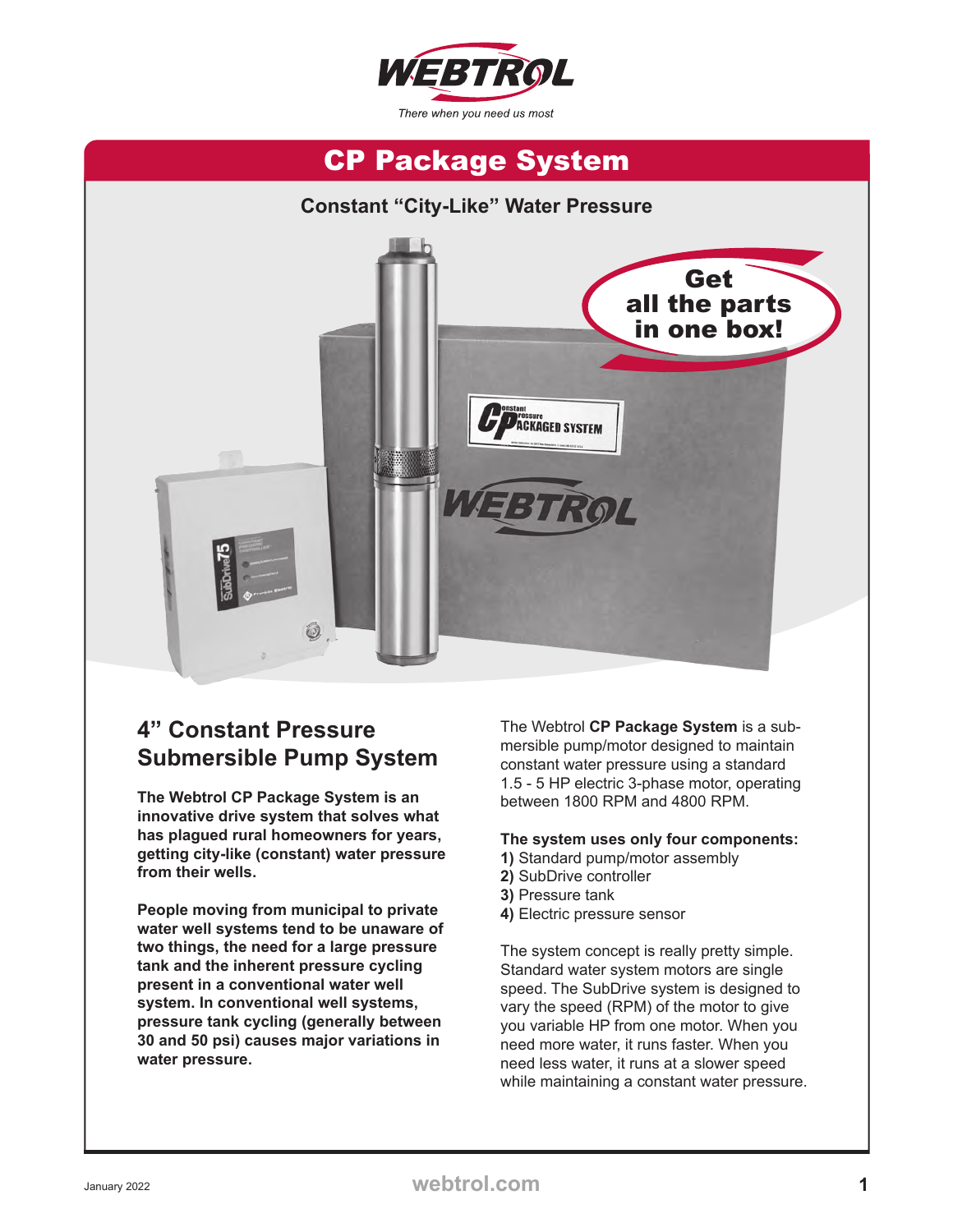WEBTROL

*There when you need us most*

# CP Package System

### Constant "City-Like" Water Pressure

**Get all the parts in one box!**

## 4" Constant Pressure Submersible Pump System

**The Webtrol CP Package System is an innovative drive system that solves what has plagued rural homeowners for years, getting city-like (constant) water pressure from their wells.**

**People moving from municipal to private water well systems tend to be unaware of two things, the need for a large pressure tank and the inherent pressure cycling present in a conventional water well system. In conventional well systems, pressure tank cycling (generally between 30 and 50 psi) causes major variations in water pressure.**

The Webtrol **CP Package System** is a submersible pump/motor designed to maintain constant water pressure using a standard 1.5 - 5 HP electric 3-phase motor, operating between 1800 RPM and 4800 RPM.

**The system uses only four components:**

**1)** Standard pump/motor assembly
**2)** SubDrive controller
**3)** Pressure tank
**4)** Electric pressure sensor

The system concept is really pretty simple. Standard water system motors are single speed. The SubDrive system is designed to vary the speed (RPM) of the motor to give you variable HP from one motor. When you need more water, it runs faster. When you need less water, it runs at a slower speed while maintaining a constant water pressure.

January 2022

webtrol.com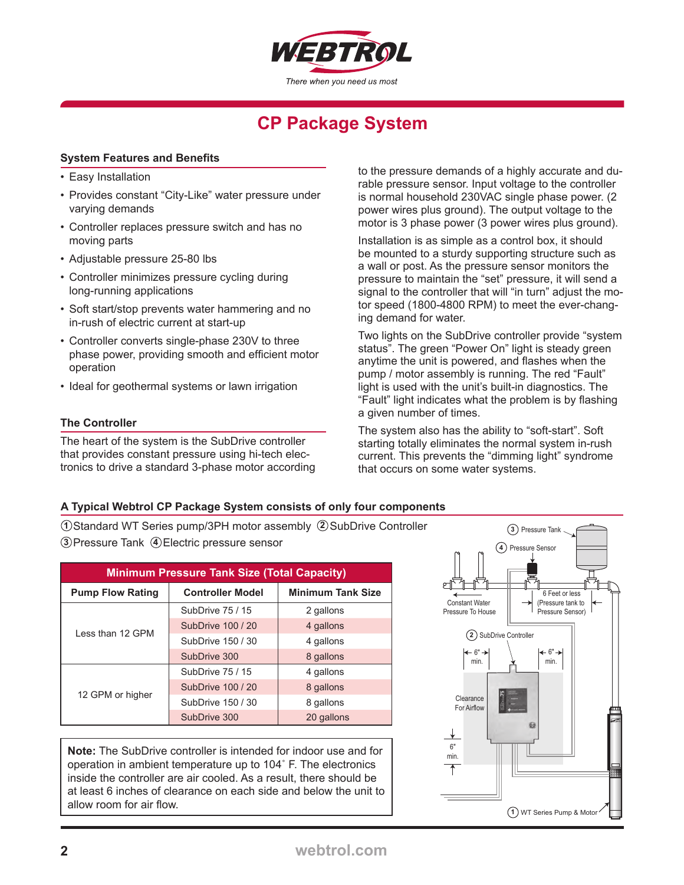# CP Package System

## System Features and Benefits

- Easy Installation
- Provides constant "City-Like" water pressure under varying demands
- Controller replaces pressure switch and has no moving parts
- Adjustable pressure 25-80 lbs
- Controller minimizes pressure cycling during long-running applications
- Soft start/stop prevents water hammering and no in-rush of electric current at start-up
- Controller converts single-phase 230V to three phase power, providing smooth and efficient motor operation
- Ideal for geothermal systems or lawn irrigation

## The Controller

The heart of the system is the SubDrive controller that provides constant pressure using hi-tech electronics to drive a standard 3-phase motor according to the pressure demands of a highly accurate and durable pressure sensor. Input voltage to the controller is normal household 230VAC single phase power. (2 power wires plus ground). The output voltage to the motor is 3 phase power (3 power wires plus ground).

Installation is as simple as a control box, it should be mounted to a sturdy supporting structure such as a wall or post. As the pressure sensor monitors the pressure to maintain the "set" pressure, it will send a signal to the controller that will "in turn" adjust the motor speed (1800-4800 RPM) to meet the ever-changing demand for water.

Two lights on the SubDrive controller provide "system status". The green "Power On" light is steady green anytime the unit is powered, and flashes when the pump / motor assembly is running. The red "Fault" light is used with the unit's built-in diagnostics. The "Fault" light indicates what the problem is by flashing a given number of times.

The system also has the ability to "soft-start". Soft starting totally eliminates the normal system in-rush current. This prevents the "dimming light" syndrome that occurs on some water systems.

## A Typical Webtrol CP Package System consists of only four components

① Standard WT Series pump/3PH motor assembly ② SubDrive Controller
③ Pressure Tank ④ Electric pressure sensor

| Minimum Pressure Tank Size (Total Capacity) | | |
|---|---|---|
| **Pump Flow Rating** | **Controller Model** | **Minimum Tank Size** |
| Less than 12 GPM | SubDrive 75 / 15 | 2 gallons |
| | SubDrive 100 / 20 | 4 gallons |
| | SubDrive 150 / 30 | 4 gallons |
| | SubDrive 300 | 8 gallons |
| 12 GPM or higher | SubDrive 75 / 15 | 4 gallons |
| | SubDrive 100 / 20 | 8 gallons |
| | SubDrive 150 / 30 | 8 gallons |
| | SubDrive 300 | 20 gallons |

**Note:** The SubDrive controller is intended for indoor use and for operation in ambient temperature up to 104˚ F. The electronics inside the controller are air cooled. As a result, there should be at least 6 inches of clearance on each side and below the unit to allow room for air flow.

③ Pressure Tank
④ Pressure Sensor
Constant Water Pressure To House
6 Feet or less (Pressure tank to Pressure Sensor)
② SubDrive Controller
6" min.
6" min.
Clearance For Airflow
6" min.
① WT Series Pump & Motor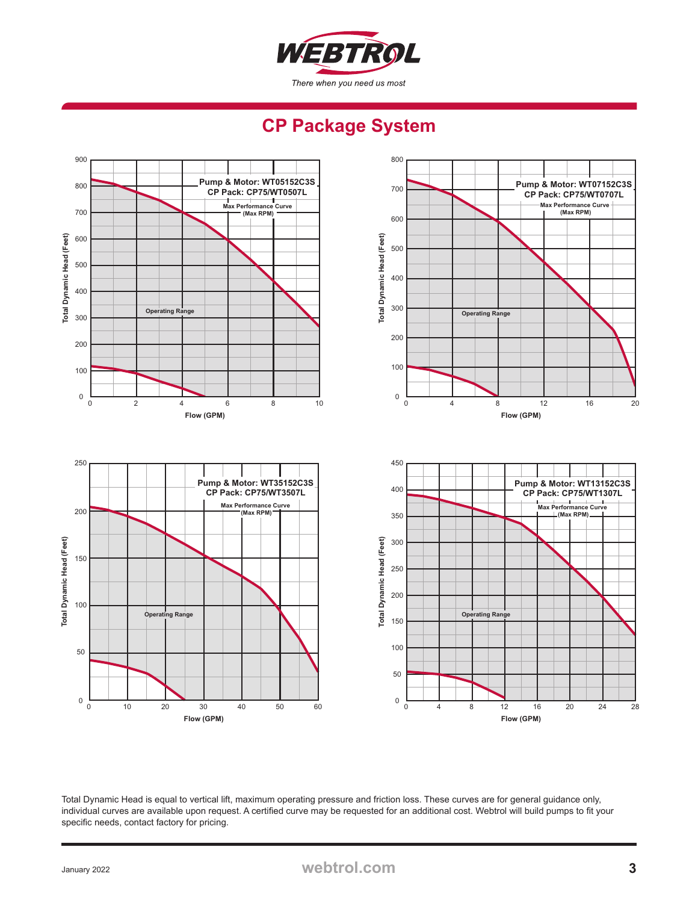# CP Package System

**Pump & Motor: WT05152C3S**
**CP Pack: CP75/WT0507L**

Max Performance Curve (Max RPM)

Operating Range

Total Dynamic Head (Feet) — Flow (GPM)

**Pump & Motor: WT07152C3S**
**CP Pack: CP75/WT0707L**

Max Performance Curve (Max RPM)

Operating Range

Total Dynamic Head (Feet) — Flow (GPM)

**Pump & Motor: WT35152C3S**
**CP Pack: CP75/WT3507L**

Max Performance Curve (Max RPM)

Operating Range

Total Dynamic Head (Feet) — Flow (GPM)

**Pump & Motor: WT13152C3S**
**CP Pack: CP75/WT1307L**

Max Performance Curve (Max RPM)

Operating Range

Total Dynamic Head (Feet) — Flow (GPM)

Total Dynamic Head is equal to vertical lift, maximum operating pressure and friction loss. These curves are for general guidance only, individual curves are available upon request. A certified curve may be requested for an additional cost. Webtrol will build pumps to fit your specific needs, contact factory for pricing.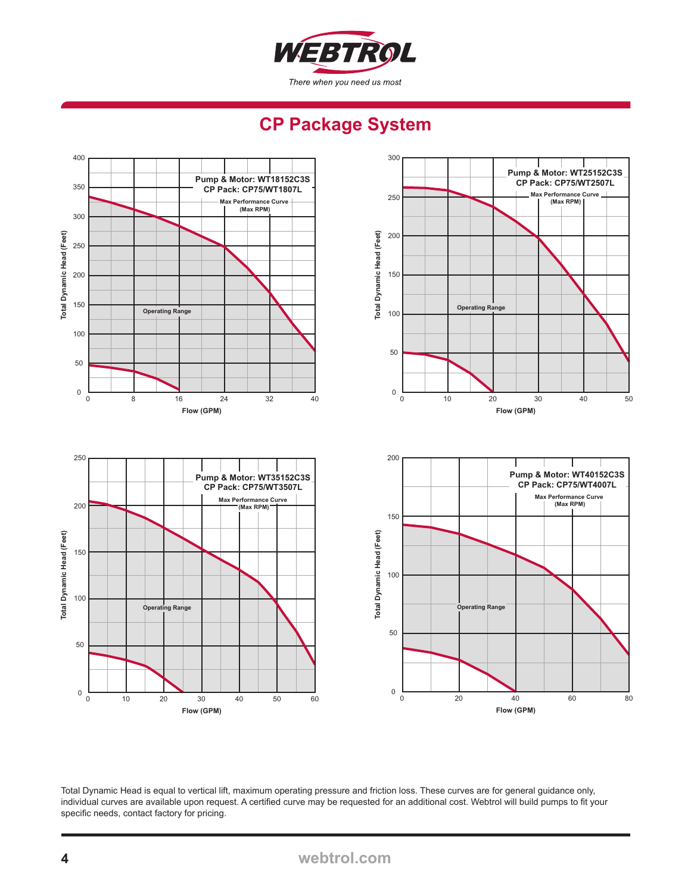# CP Package System

**Pump & Motor: WT18152C3S**
**CP Pack: CP75/WT1807L**

Max Performance Curve (Max RPM)

Operating Range

Total Dynamic Head (Feet) — Flow (GPM)

**Pump & Motor: WT25152C3S**
**CP Pack: CP75/WT2507L**

Max Performance Curve (Max RPM)

Operating Range

Total Dynamic Head (Feet) — Flow (GPM)

**Pump & Motor: WT35152C3S**
**CP Pack: CP75/WT3507L**

Max Performance Curve (Max RPM)

Operating Range

Total Dynamic Head (Feet) — Flow (GPM)

**Pump & Motor: WT40152C3S**
**CP Pack: CP75/WT4007L**

Max Performance Curve (Max RPM)

Operating Range

Total Dynamic Head (Feet) — Flow (GPM)

Total Dynamic Head is equal to vertical lift, maximum operating pressure and friction loss. These curves are for general guidance only, individual curves are available upon request. A certified curve may be requested for an additional cost. Webtrol will build pumps to fit your specific needs, contact factory for pricing.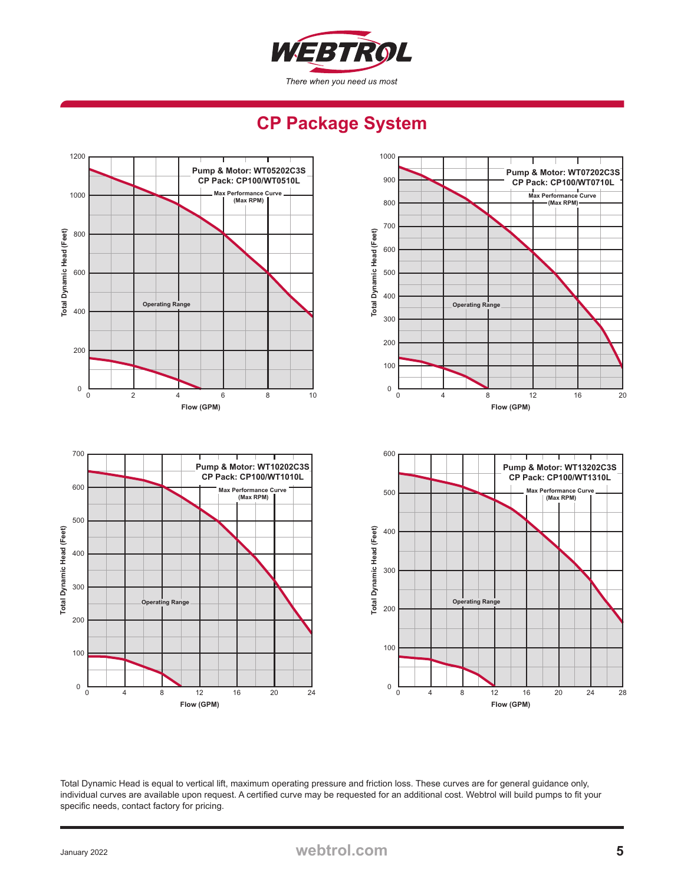# CP Package System

**Pump & Motor: WT05202C3S**
**CP Pack: CP100/WT0510L**

Max Performance Curve (Max RPM)

Operating Range

Total Dynamic Head (Feet) — Flow (GPM)

**Pump & Motor: WT07202C3S**
**CP Pack: CP100/WT0710L**

Max Performance Curve (Max RPM)

Operating Range

Total Dynamic Head (Feet) — Flow (GPM)

**Pump & Motor: WT10202C3S**
**CP Pack: CP100/WT1010L**

Max Performance Curve (Max RPM)

Operating Range

Total Dynamic Head (Feet) — Flow (GPM)

**Pump & Motor: WT13202C3S**
**CP Pack: CP100/WT1310L**

Max Performance Curve (Max RPM)

Operating Range

Total Dynamic Head (Feet) — Flow (GPM)

Total Dynamic Head is equal to vertical lift, maximum operating pressure and friction loss. These curves are for general guidance only, individual curves are available upon request. A certified curve may be requested for an additional cost. Webtrol will build pumps to fit your specific needs, contact factory for pricing.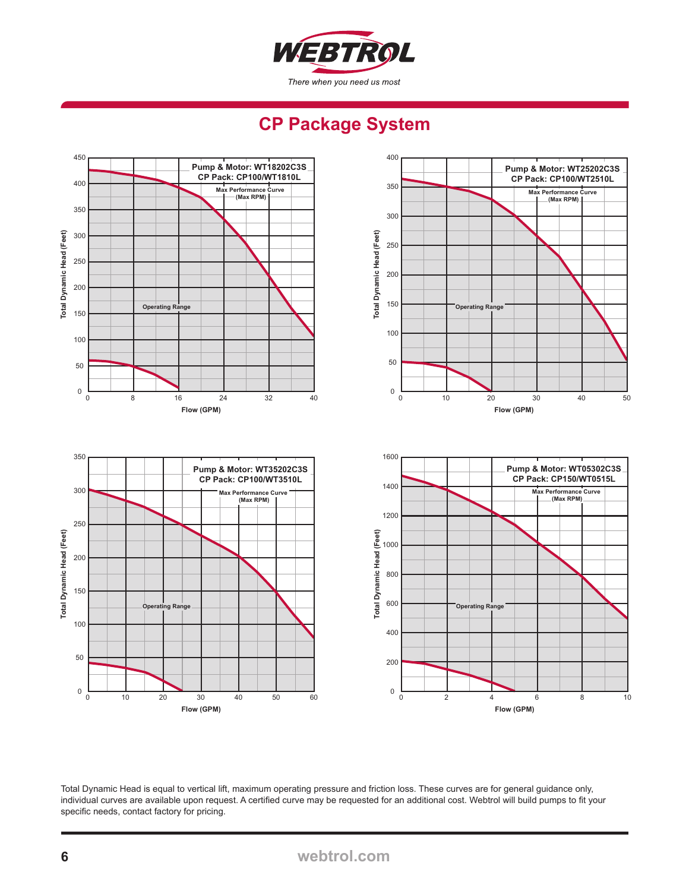# CP Package System

**Pump & Motor: WT18202C3S**
**CP Pack: CP100/WT1810L**

Max Performance Curve (Max RPM)

Operating Range

Total Dynamic Head (Feet) — Flow (GPM)

**Pump & Motor: WT25202C3S**
**CP Pack: CP100/WT2510L**

Max Performance Curve (Max RPM)

Operating Range

Total Dynamic Head (Feet) — Flow (GPM)

**Pump & Motor: WT35202C3S**
**CP Pack: CP100/WT3510L**

Max Performance Curve (Max RPM)

Operating Range

Total Dynamic Head (Feet) — Flow (GPM)

**Pump & Motor: WT05302C3S**
**CP Pack: CP150/WT0515L**

Max Performance Curve (Max RPM)

Operating Range

Total Dynamic Head (Feet) — Flow (GPM)

Total Dynamic Head is equal to vertical lift, maximum operating pressure and friction loss. These curves are for general guidance only, individual curves are available upon request. A certified curve may be requested for an additional cost. Webtrol will build pumps to fit your specific needs, contact factory for pricing.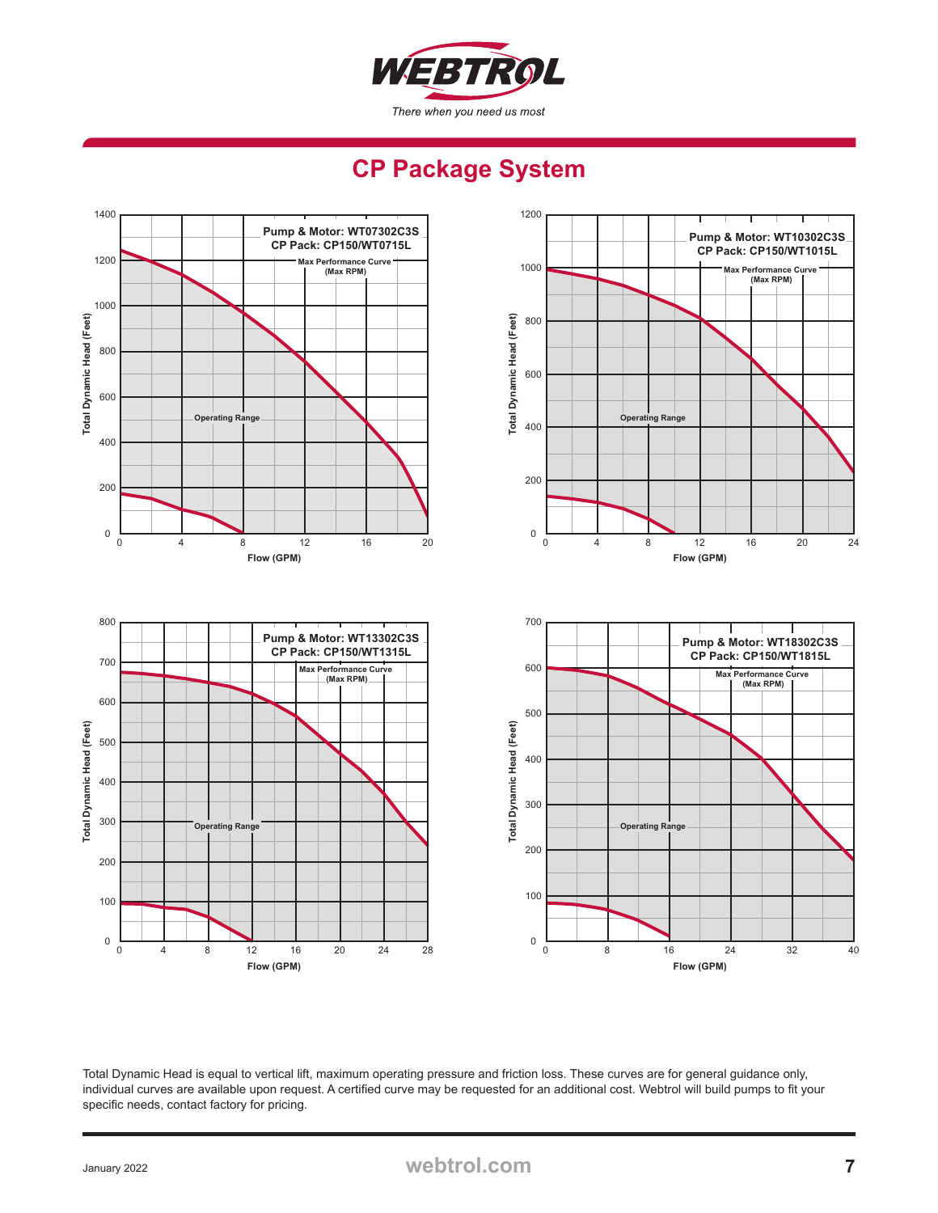# CP Package System

**Pump & Motor: WT07302C3S**
**CP Pack: CP150/WT0715L**
Max Performance Curve (Max RPM)
Operating Range
Total Dynamic Head (Feet)
Flow (GPM)

**Pump & Motor: WT10302C3S**
**CP Pack: CP150/WT1015L**
Max Performance Curve (Max RPM)
Operating Range
Total Dynamic Head (Feet)
Flow (GPM)

**Pump & Motor: WT13302C3S**
**CP Pack: CP150/WT1315L**
Max Performance Curve (Max RPM)
Operating Range
Total Dynamic Head (Feet)
Flow (GPM)

**Pump & Motor: WT18302C3S**
**CP Pack: CP150/WT1815L**
Max Performance Curve (Max RPM)
Operating Range
Total Dynamic Head (Feet)
Flow (GPM)

Total Dynamic Head is equal to vertical lift, maximum operating pressure and friction loss. These curves are for general guidance only, individual curves are available upon request. A certified curve may be requested for an additional cost. Webtrol will build pumps to fit your specific needs, contact factory for pricing.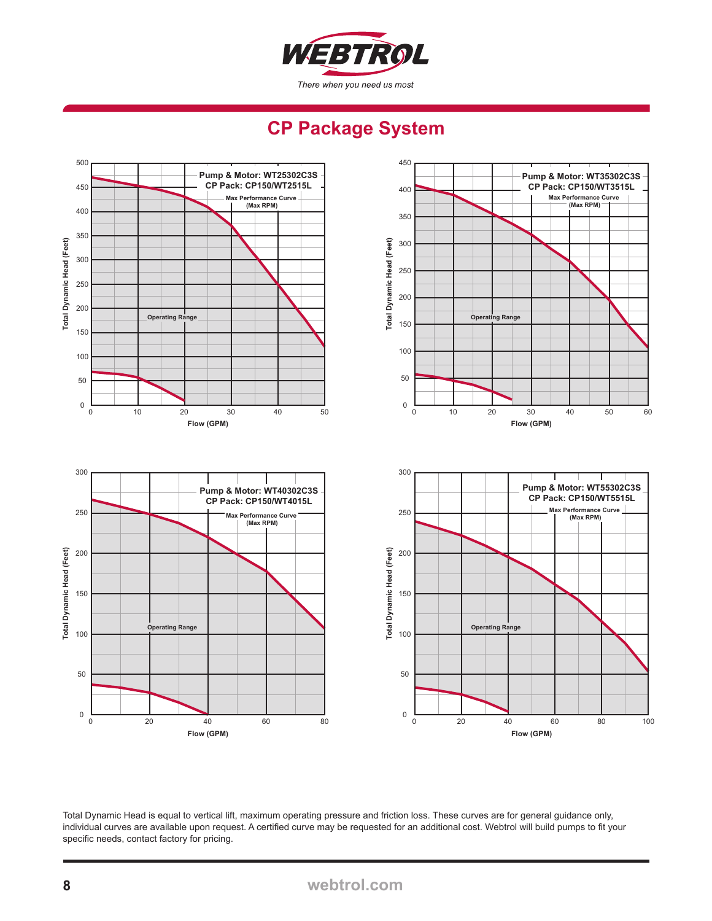WEBTROL

*There when you need us most*

## CP Package System

**Pump & Motor: WT25302C3S**
**CP Pack: CP150/WT2515L**

Max Performance Curve (Max RPM)

Operating Range

Total Dynamic Head (Feet) vs. Flow (GPM)

**Pump & Motor: WT35302C3S**
**CP Pack: CP150/WT3515L**

Max Performance Curve (Max RPM)

Operating Range

Total Dynamic Head (Feet) vs. Flow (GPM)

**Pump & Motor: WT40302C3S**
**CP Pack: CP150/WT4015L**

Max Performance Curve (Max RPM)

Operating Range

Total Dynamic Head (Feet) vs. Flow (GPM)

**Pump & Motor: WT55302C3S**
**CP Pack: CP150/WT5515L**

Max Performance Curve (Max RPM)

Operating Range

Total Dynamic Head (Feet) vs. Flow (GPM)

Total Dynamic Head is equal to vertical lift, maximum operating pressure and friction loss. These curves are for general guidance only, individual curves are available upon request. A certified curve may be requested for an additional cost. Webtrol will build pumps to fit your specific needs, contact factory for pricing.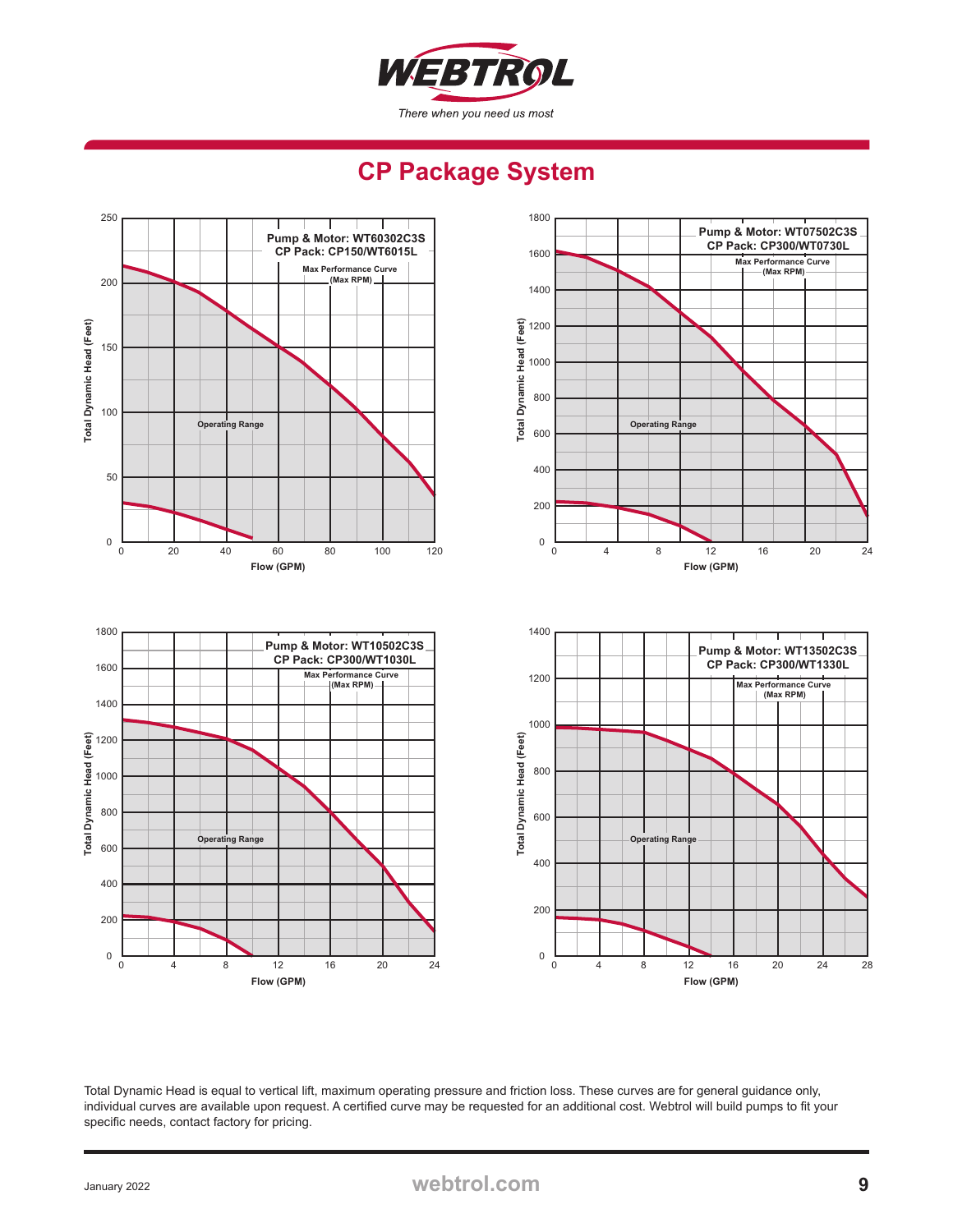# CP Package System

**Pump & Motor: WT60302C3S**
**CP Pack: CP150/WT6015L**

Max Performance Curve (Max RPM)

Operating Range

Total Dynamic Head (Feet) — Flow (GPM)

**Pump & Motor: WT07502C3S**
**CP Pack: CP300/WT0730L**

Max Performance Curve (Max RPM)

Operating Range

Total Dynamic Head (Feet) — Flow (GPM)

**Pump & Motor: WT10502C3S**
**CP Pack: CP300/WT1030L**

Max Performance Curve (Max RPM)

Operating Range

Total Dynamic Head (Feet) — Flow (GPM)

**Pump & Motor: WT13502C3S**
**CP Pack: CP300/WT1330L**

Max Performance Curve (Max RPM)

Operating Range

Total Dynamic Head (Feet) — Flow (GPM)

Total Dynamic Head is equal to vertical lift, maximum operating pressure and friction loss. These curves are for general guidance only, individual curves are available upon request. A certified curve may be requested for an additional cost. Webtrol will build pumps to fit your specific needs, contact factory for pricing.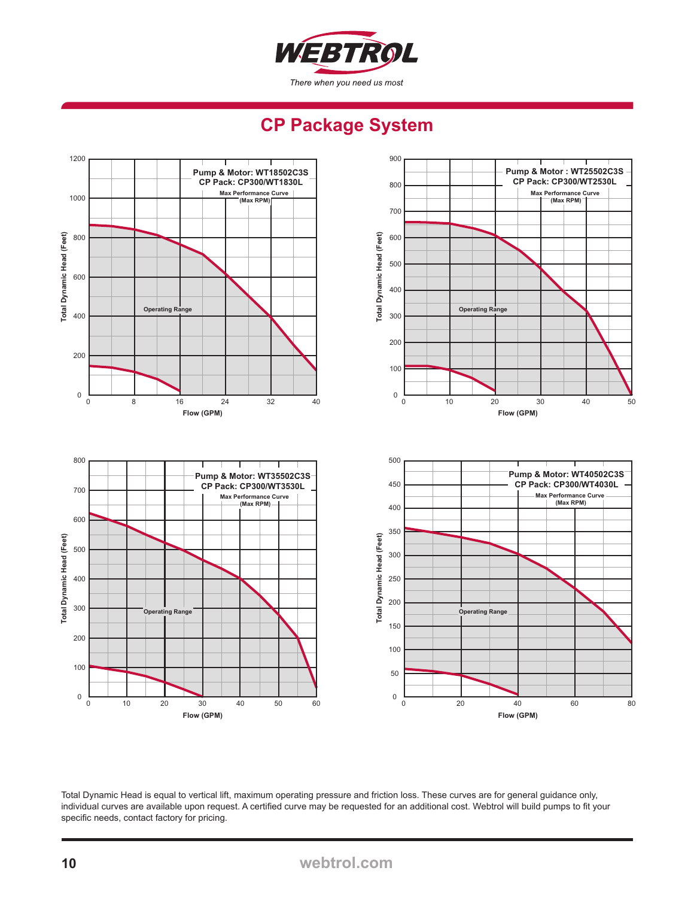# CP Package System

**Pump & Motor: WT18502C3S**
**CP Pack: CP300/WT1830L**
Max Performance Curve (Max RPM)

Operating Range

Total Dynamic Head (Feet): 0, 200, 400, 600, 800, 1000, 1200
Flow (GPM): 0, 8, 16, 24, 32, 40

**Pump & Motor : WT25502C3S**
**CP Pack: CP300/WT2530L**
Max Performance Curve (Max RPM)

Operating Range

Total Dynamic Head (Feet): 0, 100, 200, 300, 400, 500, 600, 700, 800, 900
Flow (GPM): 0, 10, 20, 30, 40, 50

**Pump & Motor: WT35502C3S**
**CP Pack: CP300/WT3530L**
Max Performance Curve (Max RPM)

Operating Range

Total Dynamic Head (Feet): 0, 100, 200, 300, 400, 500, 600, 700, 800
Flow (GPM): 0, 10, 20, 30, 40, 50, 60

**Pump & Motor: WT40502C3S**
**CP Pack: CP300/WT4030L**
Max Performance Curve (Max RPM)

Operating Range

Total Dynamic Head (Feet): 0, 50, 100, 150, 200, 250, 300, 350, 400, 450, 500
Flow (GPM): 0, 20, 40, 60, 80

Total Dynamic Head is equal to vertical lift, maximum operating pressure and friction loss. These curves are for general guidance only, individual curves are available upon request. A certified curve may be requested for an additional cost. Webtrol will build pumps to fit your specific needs, contact factory for pricing.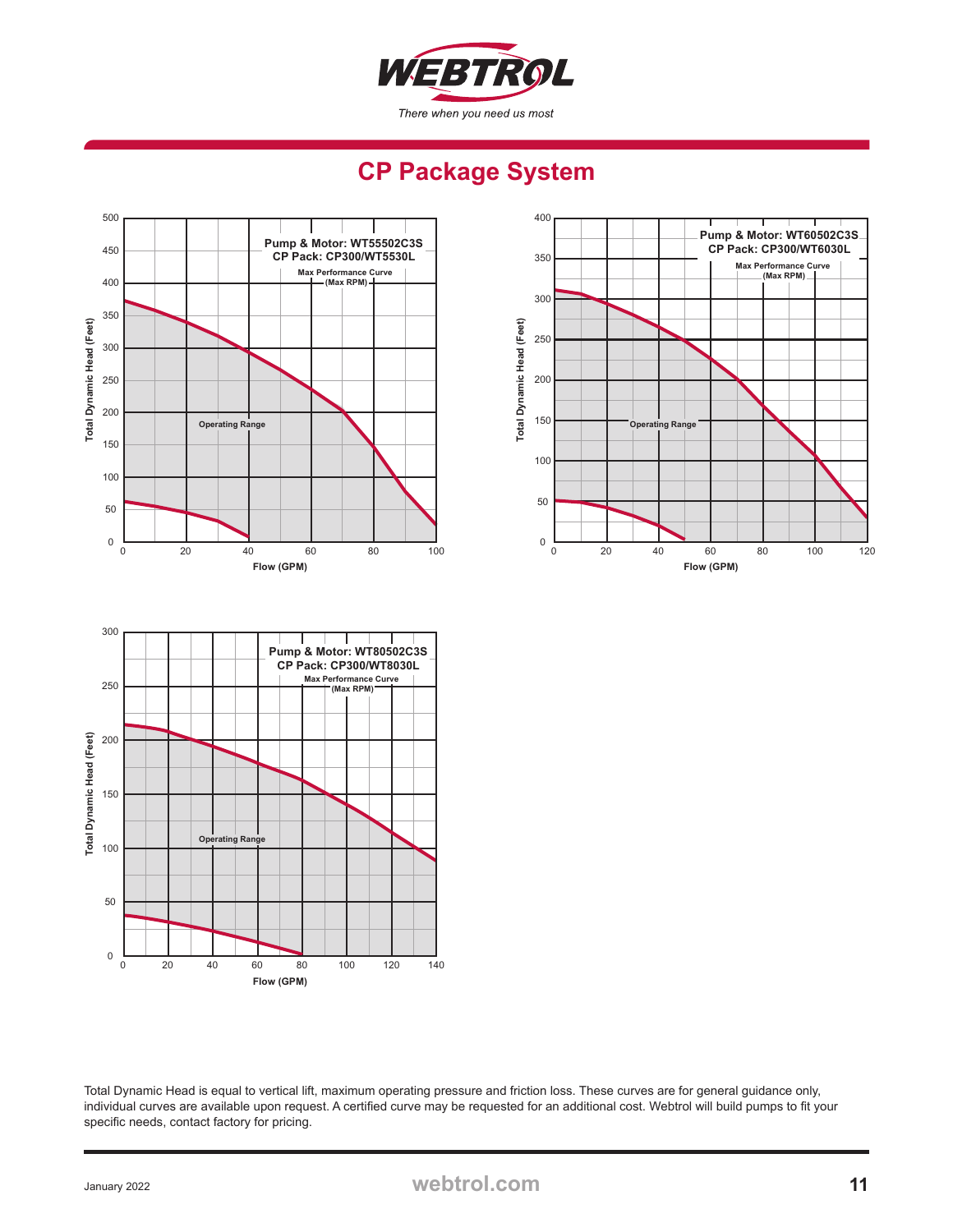WEBTROL

*There when you need us most*

# CP Package System

Pump & Motor: WT55502C3S
CP Pack: CP300/WT5530L
Max Performance Curve
(Max RPM)

Operating Range

Total Dynamic Head (Feet)

Flow (GPM)

Pump & Motor: WT60502C3S
CP Pack: CP300/WT6030L
Max Performance Curve
(Max RPM)

Operating Range

Total Dynamic Head (Feet)

Flow (GPM)

Pump & Motor: WT80502C3S
CP Pack: CP300/WT8030L
Max Performance Curve
(Max RPM)

Operating Range

Total Dynamic Head (Feet)

Flow (GPM)

Total Dynamic Head is equal to vertical lift, maximum operating pressure and friction loss. These curves are for general guidance only, individual curves are available upon request. A certified curve may be requested for an additional cost. Webtrol will build pumps to fit your specific needs, contact factory for pricing.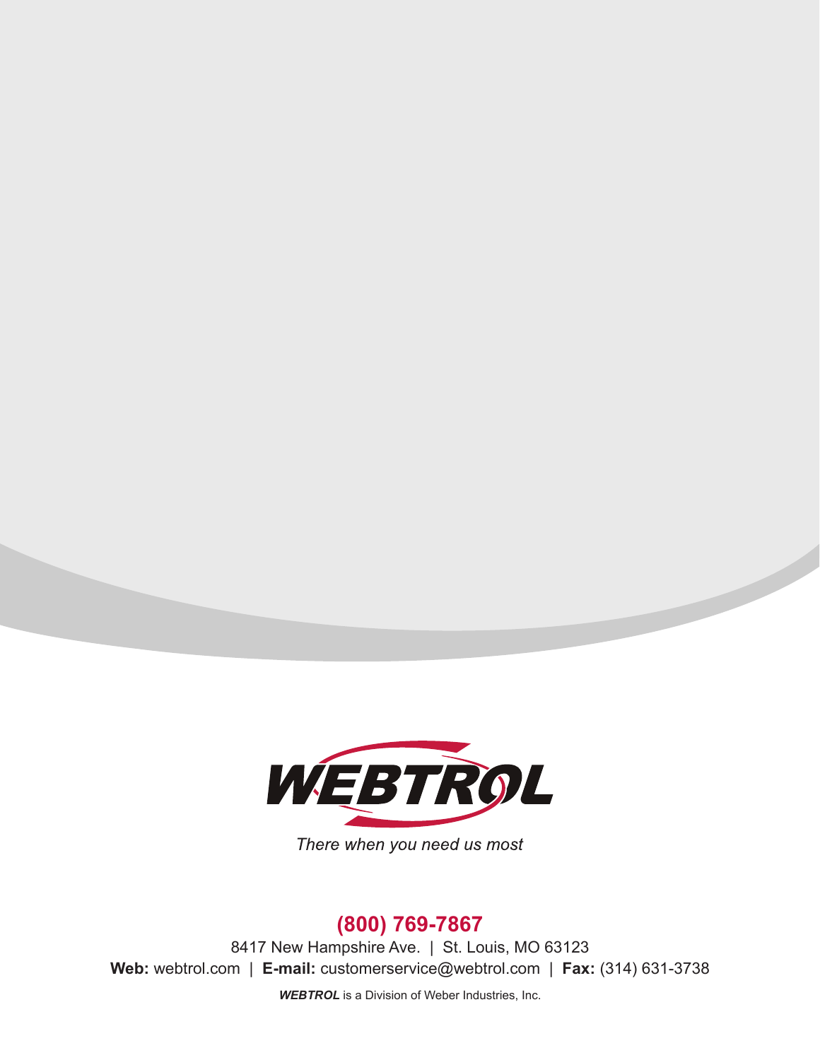WEBTROL

*There when you need us most*

**(800) 769-7867**

8417 New Hampshire Ave. | St. Louis, MO 63123

**Web:** webtrol.com | **E-mail:** customerservice@webtrol.com | **Fax:** (314) 631-3738

***WEBTROL*** is a Division of Weber Industries, Inc.